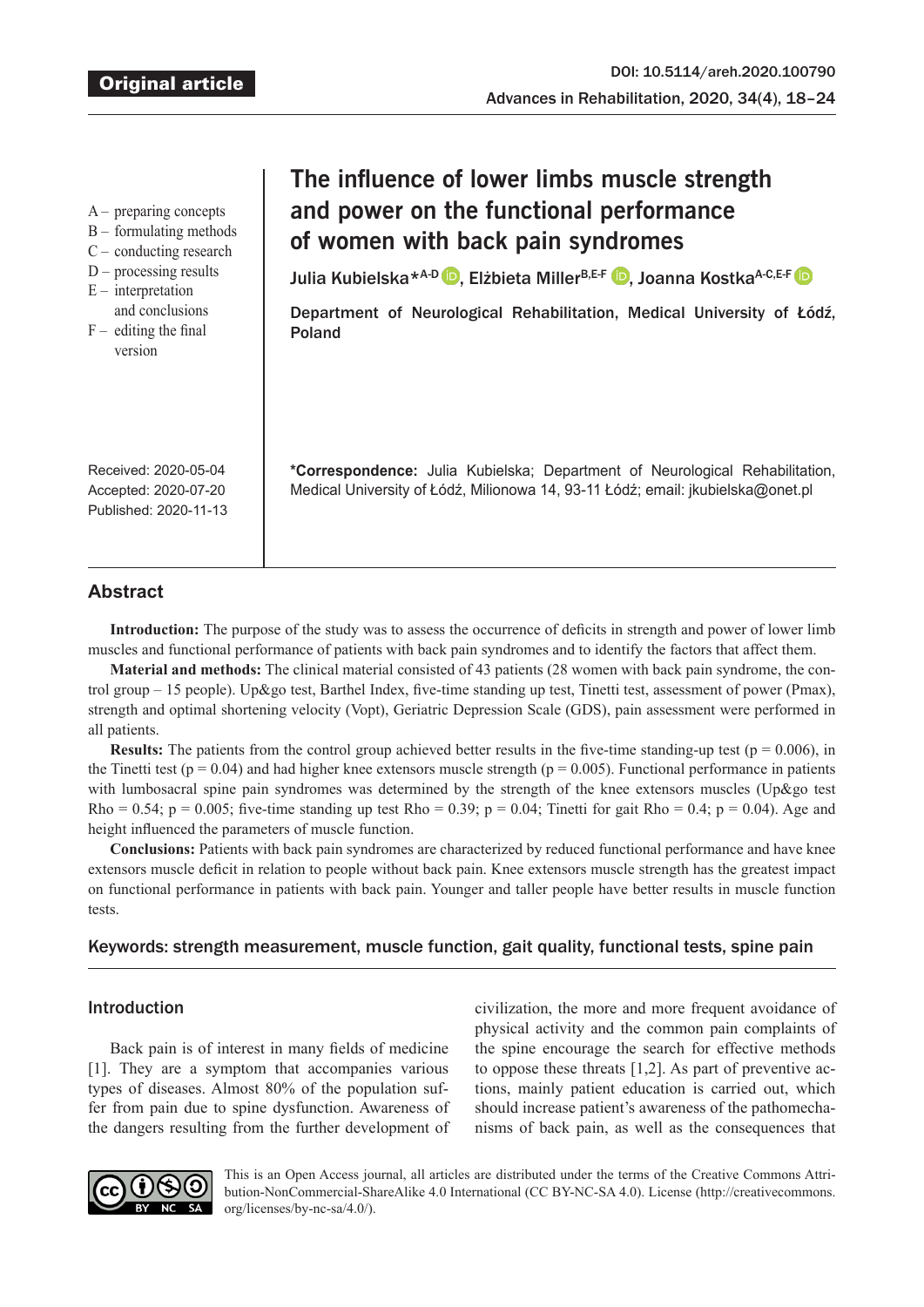Original article

DOI: 10.5114/areh.2020.100790

# The influence of lower limbs muscle strength and power on the functional performance of women with back pain syndromes

Julia Kubielska*[A-D], Elżbieta Miller[B,E-F], Joanna Kostka[A-C,E-F]

Department of Neurological Rehabilitation, Medical University of Łódź, Poland

A – preparing concepts
B – formulating methods
C – conducting research
D – processing results
E – interpretation and conclusions
F – editing the final version

Received: 2020-05-04
Accepted: 2020-07-20
Published: 2020-11-13

***Correspondence:** Julia Kubielska; Department of Neurological Rehabilitation, Medical University of Łódź, Milionowa 14, 93-11 Łódź; email: jkubielska@onet.pl

## Abstract

**Introduction:** The purpose of the study was to assess the occurrence of deficits in strength and power of lower limb muscles and functional performance of patients with back pain syndromes and to identify the factors that affect them.

**Material and methods:** The clinical material consisted of 43 patients (28 women with back pain syndrome, the control group – 15 people). Up&go test, Barthel Index, five-time standing up test, Tinetti test, assessment of power (Pmax), strength and optimal shortening velocity (Vopt), Geriatric Depression Scale (GDS), pain assessment were performed in all patients.

**Results:** The patients from the control group achieved better results in the five-time standing-up test ($p = 0.006$), in the Tinetti test ($p = 0.04$) and had higher knee extensors muscle strength ($p = 0.005$). Functional performance in patients with lumbosacral spine pain syndromes was determined by the strength of the knee extensors muscles (Up&go test Rho = 0.54; $p = 0.005$; five-time standing up test Rho = 0.39; $p = 0.04$; Tinetti for gait Rho = 0.4; $p = 0.04$). Age and height influenced the parameters of muscle function.

**Conclusions:** Patients with back pain syndromes are characterized by reduced functional performance and have knee extensors muscle deficit in relation to people without back pain. Knee extensors muscle strength has the greatest impact on functional performance in patients with back pain. Younger and taller people have better results in muscle function tests.

Keywords: strength measurement, muscle function, gait quality, functional tests, spine pain

## Introduction

Back pain is of interest in many fields of medicine [1]. They are a symptom that accompanies various types of diseases. Almost 80% of the population suffer from pain due to spine dysfunction. Awareness of the dangers resulting from the further development of civilization, the more and more frequent avoidance of physical activity and the common pain complaints of the spine encourage the search for effective methods to oppose these threats [1,2]. As part of preventive actions, mainly patient education is carried out, which should increase patient's awareness of the pathomechanisms of back pain, as well as the consequences that

This is an Open Access journal, all articles are distributed under the terms of the Creative Commons Attribution-NonCommercial-ShareAlike 4.0 International (CC BY-NC-SA 4.0). License (http://creativecommons.org/licenses/by-nc-sa/4.0/).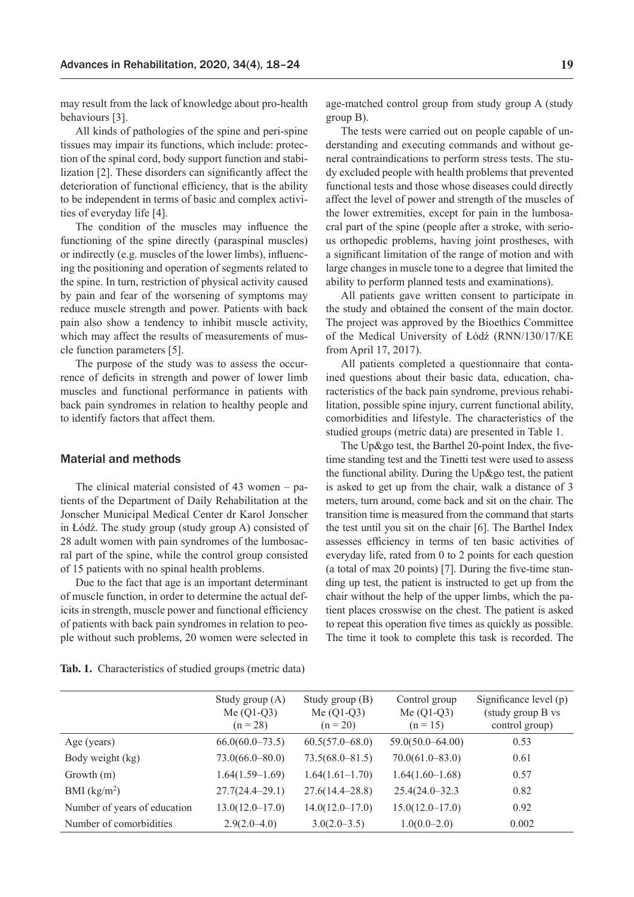may result from the lack of knowledge about pro-health behaviours [3].

All kinds of pathologies of the spine and peri-spine tissues may impair its functions, which include: protection of the spinal cord, body support function and stabilization [2]. These disorders can significantly affect the deterioration of functional efficiency, that is the ability to be independent in terms of basic and complex activities of everyday life [4].

The condition of the muscles may influence the functioning of the spine directly (paraspinal muscles) or indirectly (e.g. muscles of the lower limbs), influencing the positioning and operation of segments related to the spine. In turn, restriction of physical activity caused by pain and fear of the worsening of symptoms may reduce muscle strength and power. Patients with back pain also show a tendency to inhibit muscle activity, which may affect the results of measurements of muscle function parameters [5].

The purpose of the study was to assess the occurrence of deficits in strength and power of lower limb muscles and functional performance in patients with back pain syndromes in relation to healthy people and to identify factors that affect them.

## Material and methods

The clinical material consisted of 43 women – patients of the Department of Daily Rehabilitation at the Jonscher Municipal Medical Center dr Karol Jonscher in Łódź. The study group (study group A) consisted of 28 adult women with pain syndromes of the lumbosacral part of the spine, while the control group consisted of 15 patients with no spinal health problems.

Due to the fact that age is an important determinant of muscle function, in order to determine the actual deficits in strength, muscle power and functional efficiency of patients with back pain syndromes in relation to people without such problems, 20 women were selected in age-matched control group from study group A (study group B).

The tests were carried out on people capable of understanding and executing commands and without general contraindications to perform stress tests. The study excluded people with health problems that prevented functional tests and those whose diseases could directly affect the level of power and strength of the muscles of the lower extremities, except for pain in the lumbosacral part of the spine (people after a stroke, with serious orthopedic problems, having joint prostheses, with a significant limitation of the range of motion and with large changes in muscle tone to a degree that limited the ability to perform planned tests and examinations).

All patients gave written consent to participate in the study and obtained the consent of the main doctor. The project was approved by the Bioethics Committee of the Medical University of Łódź (RNN/130/17/KE from April 17, 2017).

All patients completed a questionnaire that contained questions about their basic data, education, characteristics of the back pain syndrome, previous rehabilitation, possible spine injury, current functional ability, comorbidities and lifestyle. The characteristics of the studied groups (metric data) are presented in Table 1.

The Up&go test, the Barthel 20-point Index, the five-time standing test and the Tinetti test were used to assess the functional ability. During the Up&go test, the patient is asked to get up from the chair, walk a distance of 3 meters, turn around, come back and sit on the chair. The transition time is measured from the command that starts the test until you sit on the chair [6]. The Barthel Index assesses efficiency in terms of ten basic activities of everyday life, rated from 0 to 2 points for each question (a total of max 20 points) [7]. During the five-time standing up test, the patient is instructed to get up from the chair without the help of the upper limbs, which the patient places crosswise on the chest. The patient is asked to repeat this operation five times as quickly as possible. The time it took to complete this task is recorded. The

**Tab. 1.** Characteristics of studied groups (metric data)

| | Study group (A) Me (Q1-Q3) (n = 28) | Study group (B) Me (Q1-Q3) (n = 20) | Control group Me (Q1-Q3) (n = 15) | Significance level (p) (study group B vs control group) |
|---|---|---|---|---|
| Age (years) | 66.0(60.0–73.5) | 60.5(57.0–68.0) | 59.0(50.0–64.00) | 0.53 |
| Body weight (kg) | 73.0(66.0–80.0) | 73.5(68.0–81.5) | 70.0(61.0–83.0) | 0.61 |
| Growth (m) | 1.64(1.59–1.69) | 1.64(1.61–1.70) | 1.64(1.60–1.68) | 0.57 |
| BMI (kg/m$^2$) | 27.7(24.4–29.1) | 27.6(14.4–28.8) | 25.4(24.0–32.3 | 0.82 |
| Number of years of education | 13.0(12.0–17.0) | 14.0(12.0–17.0) | 15.0(12.0–17.0) | 0.92 |
| Number of comorbidities | 2.9(2.0–4.0) | 3.0(2.0–3.5) | 1.0(0.0–2.0) | 0.002 |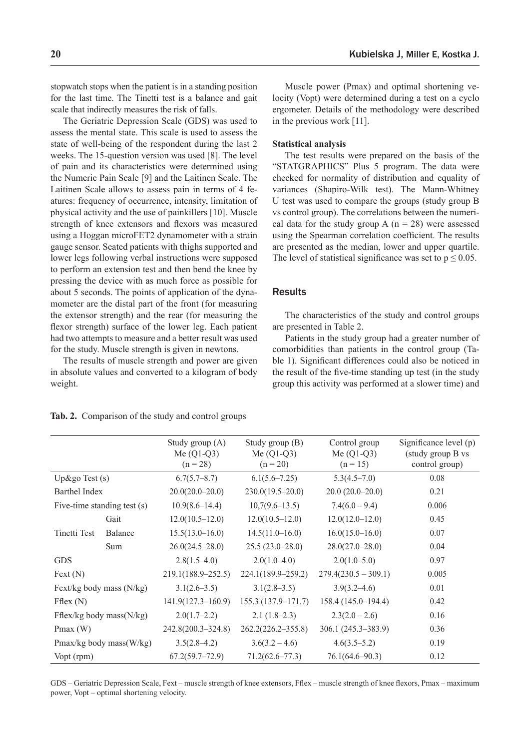stopwatch stops when the patient is in a standing position for the last time. The Tinetti test is a balance and gait scale that indirectly measures the risk of falls.

The Geriatric Depression Scale (GDS) was used to assess the mental state. This scale is used to assess the state of well-being of the respondent during the last 2 weeks. The 15-question version was used [8]. The level of pain and its characteristics were determined using the Numeric Pain Scale [9] and the Laitinen Scale. The Laitinen Scale allows to assess pain in terms of 4 features: frequency of occurrence, intensity, limitation of physical activity and the use of painkillers [10]. Muscle strength of knee extensors and flexors was measured using a Hoggan microFET2 dynamometer with a strain gauge sensor. Seated patients with thighs supported and lower legs following verbal instructions were supposed to perform an extension test and then bend the knee by pressing the device with as much force as possible for about 5 seconds. The points of application of the dynamometer are the distal part of the front (for measuring the extensor strength) and the rear (for measuring the flexor strength) surface of the lower leg. Each patient had two attempts to measure and a better result was used for the study. Muscle strength is given in newtons.

The results of muscle strength and power are given in absolute values and converted to a kilogram of body weight.

Muscle power (Pmax) and optimal shortening velocity (Vopt) were determined during a test on a cyclo ergometer. Details of the methodology were described in the previous work [11].

### Statistical analysis

The test results were prepared on the basis of the "STATGRAPHICS" Plus 5 program. The data were checked for normality of distribution and equality of variances (Shapiro-Wilk test). The Mann-Whitney U test was used to compare the groups (study group B vs control group). The correlations between the numerical data for the study group A ($n = 28$) were assessed using the Spearman correlation coefficient. The results are presented as the median, lower and upper quartile. The level of statistical significance was set to $p \leq 0.05$.

## Results

The characteristics of the study and control groups are presented in Table 2.

Patients in the study group had a greater number of comorbidities than patients in the control group (Table 1). Significant differences could also be noticed in the result of the five-time standing up test (in the study group this activity was performed at a slower time) and

**Tab. 2.** Comparison of the study and control groups

| | | Study group (A) Me (Q1-Q3) (n = 28) | Study group (B) Me (Q1-Q3) (n = 20) | Control group Me (Q1-Q3) (n = 15) | Significance level (p) (study group B vs control group) |
|---|---|---|---|---|---|
| Up&go Test (s) | | 6.7(5.7–8.7) | 6.1(5.6–7.25) | 5.3(4.5–7.0) | 0.08 |
| Barthel Index | | 20.0(20.0–20.0) | 230.0(19.5–20.0) | 20.0 (20.0–20.0) | 0.21 |
| Five-time standing test (s) | | 10.9(8.6–14.4) | 10,7(9.6–13.5) | 7.4(6.0 – 9.4) | 0.006 |
| Tinetti Test | Gait | 12.0(10.5–12.0) | 12.0(10.5–12.0) | 12.0(12.0–12.0) | 0.45 |
| | Balance | 15.5(13.0–16.0) | 14.5(11.0–16.0) | 16.0(15.0–16.0) | 0.07 |
| | Sum | 26.0(24.5–28.0) | 25.5 (23.0–28.0) | 28.0(27.0–28.0) | 0.04 |
| GDS | | 2.8(1.5–4.0) | 2.0(1.0–4.0) | 2.0(1.0–5.0) | 0.97 |
| Fext (N) | | 219.1(188.9–252.5) | 224.1(189.9–259.2) | 279.4(230.5 – 309.1) | 0.005 |
| Fext/kg body mass (N/kg) | | 3.1(2.6–3.5) | 3.1(2.8–3.5) | 3.9(3.2–4.6) | 0.01 |
| Fflex (N) | | 141.9(127.3–160.9) | 155.3 (137.9–171.7) | 158.4 (145.0–194.4) | 0.42 |
| Fflex/kg body mass(N/kg) | | 2.0(1.7–2.2) | 2.1 (1.8–2.3) | 2.3(2.0 – 2.6) | 0.16 |
| Pmax (W) | | 242.8(200.3–324.8) | 262.2(226.2–355.8) | 306.1 (245.3–383.9) | 0.36 |
| Pmax/kg body mass(W/kg) | | 3.5(2.8–4.2) | 3.6(3.2 – 4.6) | 4.6(3.5–5.2) | 0.19 |
| Vopt (rpm) | | 67.2(59.7–72.9) | 71.2(62.6–77.3) | 76.1(64.6–90.3) | 0.12 |

GDS – Geriatric Depression Scale, Fext – muscle strength of knee extensors, Fflex – muscle strength of knee flexors, Pmax – maximum power, Vopt – optimal shortening velocity.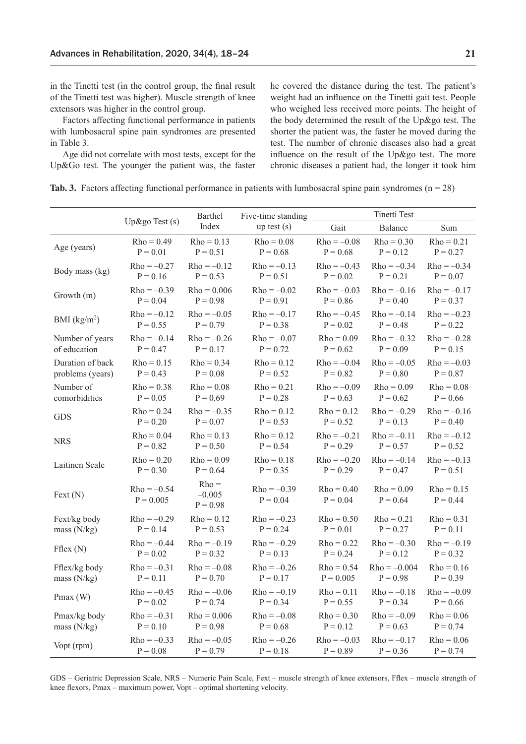in the Tinetti test (in the control group, the final result of the Tinetti test was higher). Muscle strength of knee extensors was higher in the control group.

Factors affecting functional performance in patients with lumbosacral spine pain syndromes are presented in Table 3.

Age did not correlate with most tests, except for the Up&Go test. The younger the patient was, the faster he covered the distance during the test. The patient's weight had an influence on the Tinetti gait test. People who weighed less received more points. The height of the body determined the result of the Up&go test. The shorter the patient was, the faster he moved during the test. The number of chronic diseases also had a great influence on the result of the Up&go test. The more chronic diseases a patient had, the longer it took him

**Tab. 3.** Factors affecting functional performance in patients with lumbosacral spine pain syndromes (n = 28)

| | Up&go Test (s) | Barthel Index | Five-time standing up test (s) | Tinetti Test | | |
|---|---|---|---|---|---|---|
| | | | | Gait | Balance | Sum |
| Age (years) | Rho = 0.49<br>P = 0.01 | Rho = 0.13<br>P = 0.51 | Rho = 0.08<br>P = 0.68 | Rho = –0.08<br>P = 0.68 | Rho = 0.30<br>P = 0.12 | Rho = 0.21<br>P = 0.27 |
| Body mass (kg) | Rho = –0.27<br>P = 0.16 | Rho = –0.12<br>P = 0.53 | Rho = –0.13<br>P = 0.51 | Rho = –0.43<br>P = 0.02 | Rho = –0.34<br>P = 0.21 | Rho = –0.34<br>P = 0.07 |
| Growth (m) | Rho = –0.39<br>P = 0.04 | Rho = 0.006<br>P = 0.98 | Rho = –0.02<br>P = 0.91 | Rho = –0.03<br>P = 0.86 | Rho = –0.16<br>P = 0.40 | Rho = –0.17<br>P = 0.37 |
| BMI (kg/m$^2$) | Rho = –0.12<br>P = 0.55 | Rho = –0.05<br>P = 0.79 | Rho = –0.17<br>P = 0.38 | Rho = –0.45<br>P = 0.02 | Rho = –0.14<br>P = 0.48 | Rho = –0.23<br>P = 0.22 |
| Number of years of education | Rho = –0.14<br>P = 0.47 | Rho = –0.26<br>P = 0.17 | Rho = –0.07<br>P = 0.72 | Rho = 0.09<br>P = 0.62 | Rho = –0.32<br>P = 0.09 | Rho = –0.28<br>P = 0.15 |
| Duration of back problems (years) | Rho = 0.15<br>P = 0.43 | Rho = 0.34<br>P = 0.08 | Rho = 0.12<br>P = 0.52 | Rho = –0.04<br>P = 0.82 | Rho = –0.05<br>P = 0.80 | Rho = –0.03<br>P = 0.87 |
| Number of comorbidities | Rho = 0.38<br>P = 0.05 | Rho = 0.08<br>P = 0.69 | Rho = 0.21<br>P = 0.28 | Rho = –0.09<br>P = 0.63 | Rho = 0.09<br>P = 0.62 | Rho = 0.08<br>P = 0.66 |
| GDS | Rho = 0.24<br>P = 0.20 | Rho = –0.35<br>P = 0.07 | Rho = 0.12<br>P = 0.53 | Rho = 0.12<br>P = 0.52 | Rho = –0.29<br>P = 0.13 | Rho = –0.16<br>P = 0.40 |
| NRS | Rho = 0.04<br>P = 0.82 | Rho = 0.13<br>P = 0.50 | Rho = 0.12<br>P = 0.54 | Rho = –0.21<br>P = 0.29 | Rho = –0.11<br>P = 0.57 | Rho = –0.12<br>P = 0.52 |
| Laitinen Scale | Rho = 0.20<br>P = 0.30 | Rho = 0.09<br>P = 0.64 | Rho = 0.18<br>P = 0.35 | Rho = –0.20<br>P = 0.29 | Rho = –0.14<br>P = 0.47 | Rho = –0.13<br>P = 0.51 |
| Fext (N) | Rho = –0.54<br>P = 0.005 | Rho = –0.005<br>P = 0.98 | Rho = –0.39<br>P = 0.04 | Rho = 0.40<br>P = 0.04 | Rho = 0.09<br>P = 0.64 | Rho = 0.15<br>P = 0.44 |
| Fext/kg body mass (N/kg) | Rho = –0.29<br>P = 0.14 | Rho = 0.12<br>P = 0.53 | Rho = –0.23<br>P = 0.24 | Rho = 0.50<br>P = 0.01 | Rho = 0.21<br>P = 0.27 | Rho = 0.31<br>P = 0.11 |
| Fflex (N) | Rho = –0.44<br>P = 0.02 | Rho = –0.19<br>P = 0.32 | Rho = –0.29<br>P = 0.13 | Rho = 0.22<br>P = 0.24 | Rho = –0.30<br>P = 0.12 | Rho = –0.19<br>P = 0.32 |
| Fflex/kg body mass (N/kg) | Rho = –0.31<br>P = 0.11 | Rho = –0.08<br>P = 0.70 | Rho = –0.26<br>P = 0.17 | Rho = 0.54<br>P = 0.005 | Rho = –0.004<br>P = 0.98 | Rho = 0.16<br>P = 0.39 |
| Pmax (W) | Rho = –0.45<br>P = 0.02 | Rho = –0.06<br>P = 0.74 | Rho = –0.19<br>P = 0.34 | Rho = 0.11<br>P = 0.55 | Rho = –0.18<br>P = 0.34 | Rho = –0.09<br>P = 0.66 |
| Pmax/kg body mass (N/kg) | Rho = –0.31<br>P = 0.10 | Rho = 0.006<br>P = 0.98 | Rho = –0.08<br>P = 0.68 | Rho = 0.30<br>P = 0.12 | Rho = –0.09<br>P = 0.63 | Rho = 0.06<br>P = 0.74 |
| Vopt (rpm) | Rho = –0.33<br>P = 0.08 | Rho = –0.05<br>P = 0.79 | Rho = –0.26<br>P = 0.18 | Rho = –0.03<br>P = 0.89 | Rho = –0.17<br>P = 0.36 | Rho = 0.06<br>P = 0.74 |

GDS – Geriatric Depression Scale, NRS – Numeric Pain Scale, Fext – muscle strength of knee extensors, Fflex – muscle strength of knee flexors, Pmax – maximum power, Vopt – optimal shortening velocity.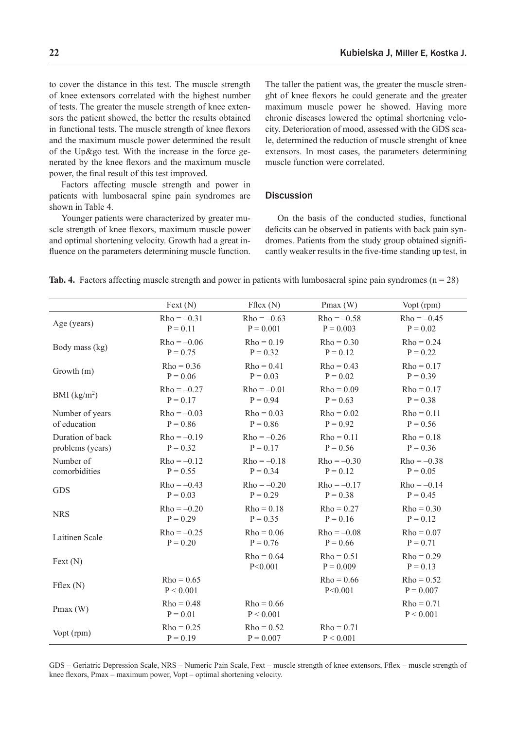to cover the distance in this test. The muscle strength of knee extensors correlated with the highest number of tests. The greater the muscle strength of knee extensors the patient showed, the better the results obtained in functional tests. The muscle strength of knee flexors and the maximum muscle power determined the result of the Up&go test. With the increase in the force generated by the knee flexors and the maximum muscle power, the final result of this test improved.

Factors affecting muscle strength and power in patients with lumbosacral spine pain syndromes are shown in Table 4.

Younger patients were characterized by greater muscle strength of knee flexors, maximum muscle power and optimal shortening velocity. Growth had a great influence on the parameters determining muscle function. The taller the patient was, the greater the muscle strenght of knee flexors he could generate and the greater maximum muscle power he showed. Having more chronic diseases lowered the optimal shortening velocity. Deterioration of mood, assessed with the GDS scale, determined the reduction of muscle strenght of knee extensors. In most cases, the parameters determining muscle function were correlated.

## Discussion

On the basis of the conducted studies, functional deficits can be observed in patients with back pain syndromes. Patients from the study group obtained significantly weaker results in the five-time standing up test, in

**Tab. 4.** Factors affecting muscle strength and power in patients with lumbosacral spine pain syndromes (n = 28)

| | Fext (N) | Fflex (N) | Pmax (W) | Vopt (rpm) |
|---|---|---|---|---|
| Age (years) | Rho = –0.31<br>P = 0.11 | Rho = –0.63<br>P = 0.001 | Rho = –0.58<br>P = 0.003 | Rho = –0.45<br>P = 0.02 |
| Body mass (kg) | Rho = –0.06<br>P = 0.75 | Rho = 0.19<br>P = 0.32 | Rho = 0.30<br>P = 0.12 | Rho = 0.24<br>P = 0.22 |
| Growth (m) | Rho = 0.36<br>P = 0.06 | Rho = 0.41<br>P = 0.03 | Rho = 0.43<br>P = 0.02 | Rho = 0.17<br>P = 0.39 |
| BMI (kg/m$^2$) | Rho = –0.27<br>P = 0.17 | Rho = –0.01<br>P = 0.94 | Rho = 0.09<br>P = 0.63 | Rho = 0.17<br>P = 0.38 |
| Number of years of education | Rho = –0.03<br>P = 0.86 | Rho = 0.03<br>P = 0.86 | Rho = 0.02<br>P = 0.92 | Rho = 0.11<br>P = 0.56 |
| Duration of back problems (years) | Rho = –0.19<br>P = 0.32 | Rho = –0.26<br>P = 0.17 | Rho = 0.11<br>P = 0.56 | Rho = 0.18<br>P = 0.36 |
| Number of comorbidities | Rho = –0.12<br>P = 0.55 | Rho = –0.18<br>P = 0.34 | Rho = –0.30<br>P = 0.12 | Rho = –0.38<br>P = 0.05 |
| GDS | Rho = –0.43<br>P = 0.03 | Rho = –0.20<br>P = 0.29 | Rho = –0.17<br>P = 0.38 | Rho = –0.14<br>P = 0.45 |
| NRS | Rho = –0.20<br>P = 0.29 | Rho = 0.18<br>P = 0.35 | Rho = 0.27<br>P = 0.16 | Rho = 0.30<br>P = 0.12 |
| Laitinen Scale | Rho = –0.25<br>P = 0.20 | Rho = 0.06<br>P = 0.76 | Rho = –0.08<br>P = 0.66 | Rho = 0.07<br>P = 0.71 |
| Fext (N) | | Rho = 0.64<br>P<0.001 | Rho = 0.51<br>P = 0.009 | Rho = 0.29<br>P = 0.13 |
| Fflex (N) | Rho = 0.65<br>P < 0.001 | | Rho = 0.66<br>P<0.001 | Rho = 0.52<br>P = 0.007 |
| Pmax (W) | Rho = 0.48<br>P = 0.01 | Rho = 0.66<br>P < 0.001 | | Rho = 0.71<br>P < 0.001 |
| Vopt (rpm) | Rho = 0.25<br>P = 0.19 | Rho = 0.52<br>P = 0.007 | Rho = 0.71<br>P < 0.001 | |

GDS – Geriatric Depression Scale, NRS – Numeric Pain Scale, Fext – muscle strength of knee extensors, Fflex – muscle strength of knee flexors, Pmax – maximum power, Vopt – optimal shortening velocity.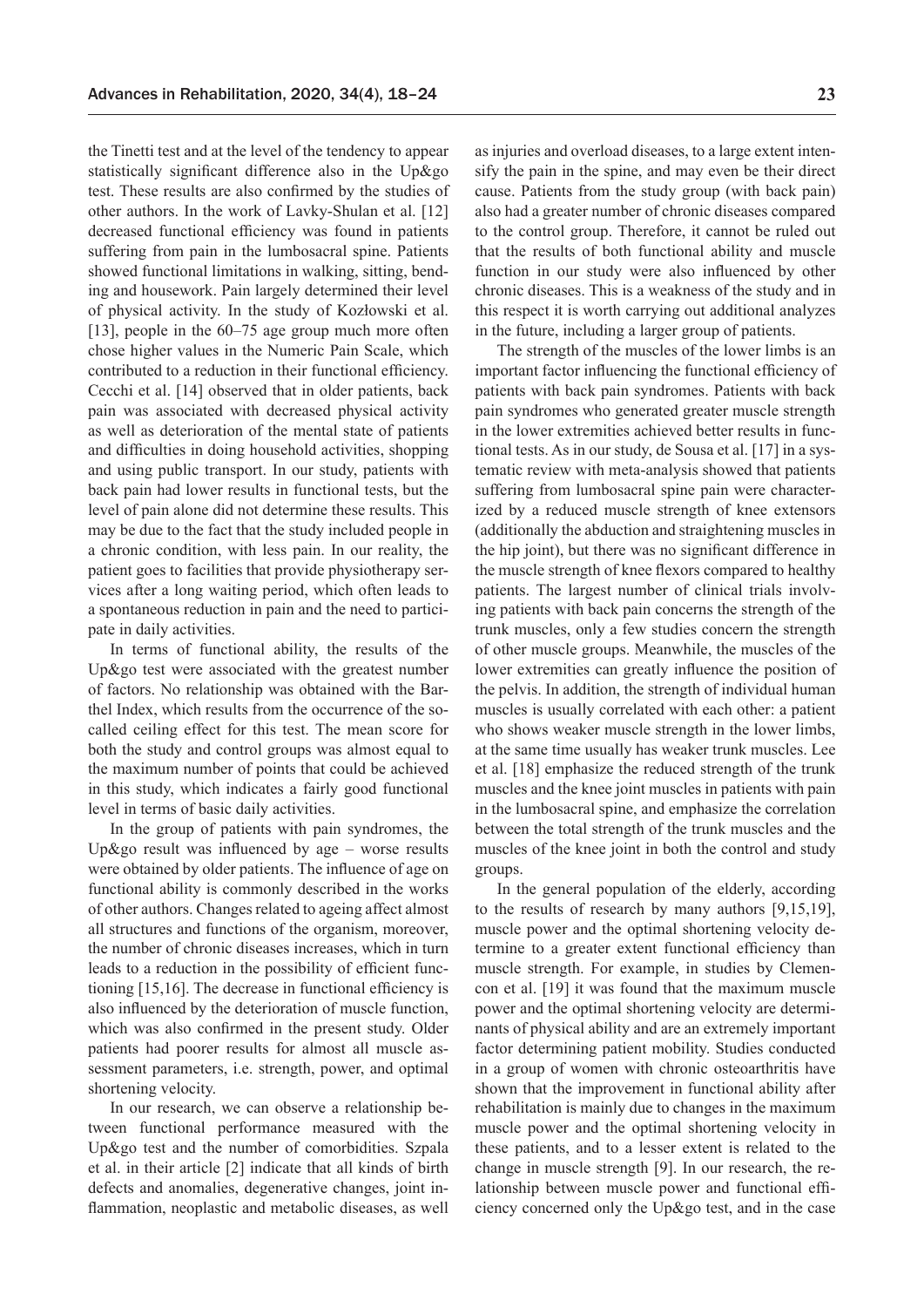the Tinetti test and at the level of the tendency to appear statistically significant difference also in the Up&go test. These results are also confirmed by the studies of other authors. In the work of Lavky-Shulan et al. [12] decreased functional efficiency was found in patients suffering from pain in the lumbosacral spine. Patients showed functional limitations in walking, sitting, bending and housework. Pain largely determined their level of physical activity. In the study of Kozłowski et al. [13], people in the 60–75 age group much more often chose higher values in the Numeric Pain Scale, which contributed to a reduction in their functional efficiency. Cecchi et al. [14] observed that in older patients, back pain was associated with decreased physical activity as well as deterioration of the mental state of patients and difficulties in doing household activities, shopping and using public transport. In our study, patients with back pain had lower results in functional tests, but the level of pain alone did not determine these results. This may be due to the fact that the study included people in a chronic condition, with less pain. In our reality, the patient goes to facilities that provide physiotherapy services after a long waiting period, which often leads to a spontaneous reduction in pain and the need to participate in daily activities.

In terms of functional ability, the results of the Up&go test were associated with the greatest number of factors. No relationship was obtained with the Barthel Index, which results from the occurrence of the so-called ceiling effect for this test. The mean score for both the study and control groups was almost equal to the maximum number of points that could be achieved in this study, which indicates a fairly good functional level in terms of basic daily activities.

In the group of patients with pain syndromes, the Up&go result was influenced by age – worse results were obtained by older patients. The influence of age on functional ability is commonly described in the works of other authors. Changes related to ageing affect almost all structures and functions of the organism, moreover, the number of chronic diseases increases, which in turn leads to a reduction in the possibility of efficient functioning [15,16]. The decrease in functional efficiency is also influenced by the deterioration of muscle function, which was also confirmed in the present study. Older patients had poorer results for almost all muscle assessment parameters, i.e. strength, power, and optimal shortening velocity.

In our research, we can observe a relationship between functional performance measured with the Up&go test and the number of comorbidities. Szpala et al. in their article [2] indicate that all kinds of birth defects and anomalies, degenerative changes, joint inflammation, neoplastic and metabolic diseases, as well as injuries and overload diseases, to a large extent intensify the pain in the spine, and may even be their direct cause. Patients from the study group (with back pain) also had a greater number of chronic diseases compared to the control group. Therefore, it cannot be ruled out that the results of both functional ability and muscle function in our study were also influenced by other chronic diseases. This is a weakness of the study and in this respect it is worth carrying out additional analyzes in the future, including a larger group of patients.

The strength of the muscles of the lower limbs is an important factor influencing the functional efficiency of patients with back pain syndromes. Patients with back pain syndromes who generated greater muscle strength in the lower extremities achieved better results in functional tests. As in our study, de Sousa et al. [17] in a systematic review with meta-analysis showed that patients suffering from lumbosacral spine pain were characterized by a reduced muscle strength of knee extensors (additionally the abduction and straightening muscles in the hip joint), but there was no significant difference in the muscle strength of knee flexors compared to healthy patients. The largest number of clinical trials involving patients with back pain concerns the strength of the trunk muscles, only a few studies concern the strength of other muscle groups. Meanwhile, the muscles of the lower extremities can greatly influence the position of the pelvis. In addition, the strength of individual human muscles is usually correlated with each other: a patient who shows weaker muscle strength in the lower limbs, at the same time usually has weaker trunk muscles. Lee et al. [18] emphasize the reduced strength of the trunk muscles and the knee joint muscles in patients with pain in the lumbosacral spine, and emphasize the correlation between the total strength of the trunk muscles and the muscles of the knee joint in both the control and study groups.

In the general population of the elderly, according to the results of research by many authors [9,15,19], muscle power and the optimal shortening velocity determine to a greater extent functional efficiency than muscle strength. For example, in studies by Clemencon et al. [19] it was found that the maximum muscle power and the optimal shortening velocity are determinants of physical ability and are an extremely important factor determining patient mobility. Studies conducted in a group of women with chronic osteoarthritis have shown that the improvement in functional ability after rehabilitation is mainly due to changes in the maximum muscle power and the optimal shortening velocity in these patients, and to a lesser extent is related to the change in muscle strength [9]. In our research, the relationship between muscle power and functional efficiency concerned only the Up&go test, and in the case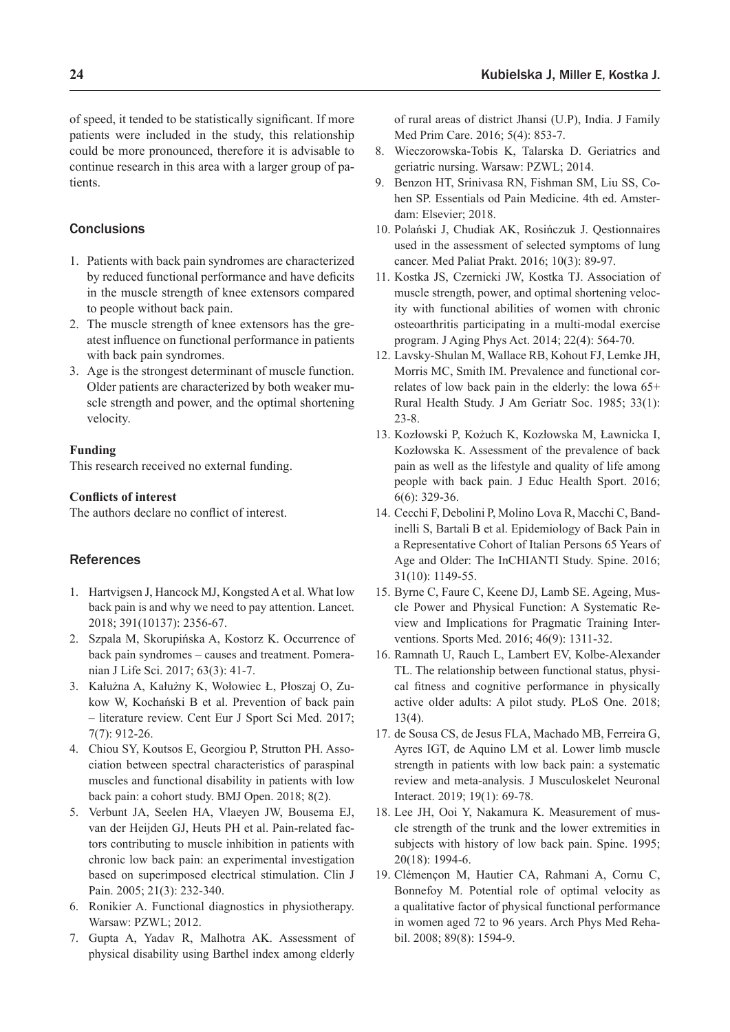of speed, it tended to be statistically significant. If more patients were included in the study, this relationship could be more pronounced, therefore it is advisable to continue research in this area with a larger group of patients.

## Conclusions

1. Patients with back pain syndromes are characterized by reduced functional performance and have deficits in the muscle strength of knee extensors compared to people without back pain.
2. The muscle strength of knee extensors has the greatest influence on functional performance in patients with back pain syndromes.
3. Age is the strongest determinant of muscle function. Older patients are characterized by both weaker muscle strength and power, and the optimal shortening velocity.

**Funding**

This research received no external funding.

**Conflicts of interest**

The authors declare no conflict of interest.

## References

1. Hartvigsen J, Hancock MJ, Kongsted A et al. What low back pain is and why we need to pay attention. Lancet. 2018; 391(10137): 2356-67.
2. Szpala M, Skorupińska A, Kostorz K. Occurrence of back pain syndromes – causes and treatment. Pomeranian J Life Sci. 2017; 63(3): 41-7.
3. Kałużna A, Kałużny K, Wołowiec Ł, Płoszaj O, Zukow W, Kochański B et al. Prevention of back pain – literature review. Cent Eur J Sport Sci Med. 2017; 7(7): 912-26.
4. Chiou SY, Koutsos E, Georgiou P, Strutton PH. Association between spectral characteristics of paraspinal muscles and functional disability in patients with low back pain: a cohort study. BMJ Open. 2018; 8(2).
5. Verbunt JA, Seelen HA, Vlaeyen JW, Bousema EJ, van der Heijden GJ, Heuts PH et al. Pain-related factors contributing to muscle inhibition in patients with chronic low back pain: an experimental investigation based on superimposed electrical stimulation. Clin J Pain. 2005; 21(3): 232-340.
6. Ronikier A. Functional diagnostics in physiotherapy. Warsaw: PZWL; 2012.
7. Gupta A, Yadav R, Malhotra AK. Assessment of physical disability using Barthel index among elderly of rural areas of district Jhansi (U.P), India. J Family Med Prim Care. 2016; 5(4): 853-7.
8. Wieczorowska-Tobis K, Talarska D. Geriatrics and geriatric nursing. Warsaw: PZWL; 2014.
9. Benzon HT, Srinivasa RN, Fishman SM, Liu SS, Cohen SP. Essentials od Pain Medicine. 4th ed. Amsterdam: Elsevier; 2018.
10. Polański J, Chudiak AK, Rosińczuk J. Qestionnaires used in the assessment of selected symptoms of lung cancer. Med Paliat Prakt. 2016; 10(3): 89-97.
11. Kostka JS, Czernicki JW, Kostka TJ. Association of muscle strength, power, and optimal shortening velocity with functional abilities of women with chronic osteoarthritis participating in a multi-modal exercise program. J Aging Phys Act. 2014; 22(4): 564-70.
12. Lavsky-Shulan M, Wallace RB, Kohout FJ, Lemke JH, Morris MC, Smith IM. Prevalence and functional correlates of low back pain in the elderly: the Iowa 65+ Rural Health Study. J Am Geriatr Soc. 1985; 33(1): 23-8.
13. Kozłowski P, Kożuch K, Kozłowska M, Ławnicka I, Kozłowska K. Assessment of the prevalence of back pain as well as the lifestyle and quality of life among people with back pain. J Educ Health Sport. 2016; 6(6): 329-36.
14. Cecchi F, Debolini P, Molino Lova R, Macchi C, Bandinelli S, Bartali B et al. Epidemiology of Back Pain in a Representative Cohort of Italian Persons 65 Years of Age and Older: The InCHIANTI Study. Spine. 2016; 31(10): 1149-55.
15. Byrne C, Faure C, Keene DJ, Lamb SE. Ageing, Muscle Power and Physical Function: A Systematic Review and Implications for Pragmatic Training Interventions. Sports Med. 2016; 46(9): 1311-32.
16. Ramnath U, Rauch L, Lambert EV, Kolbe-Alexander TL. The relationship between functional status, physical fitness and cognitive performance in physically active older adults: A pilot study. PLoS One. 2018; 13(4).
17. de Sousa CS, de Jesus FLA, Machado MB, Ferreira G, Ayres IGT, de Aquino LM et al. Lower limb muscle strength in patients with low back pain: a systematic review and meta-analysis. J Musculoskelet Neuronal Interact. 2019; 19(1): 69-78.
18. Lee JH, Ooi Y, Nakamura K. Measurement of muscle strength of the trunk and the lower extremities in subjects with history of low back pain. Spine. 1995; 20(18): 1994-6.
19. Clémençon M, Hautier CA, Rahmani A, Cornu C, Bonnefoy M. Potential role of optimal velocity as a qualitative factor of physical functional performance in women aged 72 to 96 years. Arch Phys Med Rehabil. 2008; 89(8): 1594-9.